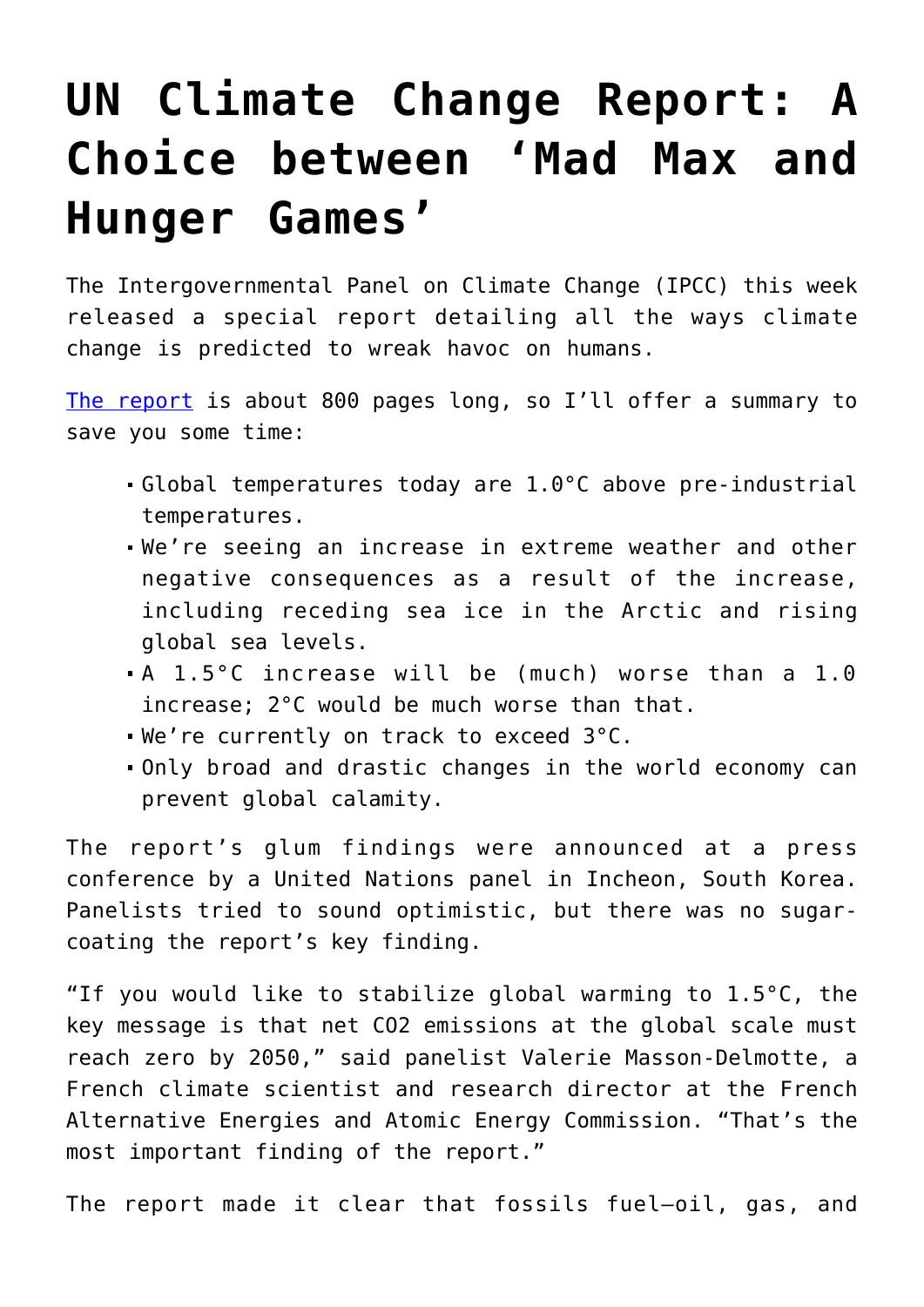# UN Climate Change Report: A Choice between 'Mad Max and Hunger Games'

The Intergovernmental Panel on Climate Change (IPCC) this week released a special report detailing all the ways climate change is predicted to wreak havoc on humans.

[The report](#) is about 800 pages long, so I'll offer a summary to save you some time:

- Global temperatures today are 1.0°C above pre-industrial temperatures.
- We're seeing an increase in extreme weather and other negative consequences as a result of the increase, including receding sea ice in the Arctic and rising global sea levels.
- A 1.5°C increase will be (much) worse than a 1.0 increase; 2°C would be much worse than that.
- We're currently on track to exceed 3°C.
- Only broad and drastic changes in the world economy can prevent global calamity.

The report's glum findings were announced at a press conference by a United Nations panel in Incheon, South Korea. Panelists tried to sound optimistic, but there was no sugar-coating the report's key finding.

"If you would like to stabilize global warming to 1.5°C, the key message is that net $CO_2$ emissions at the global scale must reach zero by 2050," said panelist Valerie Masson-Delmotte, a French climate scientist and research director at the French Alternative Energies and Atomic Energy Commission. "That's the most important finding of the report."

The report made it clear that fossils fuel—oil, gas, and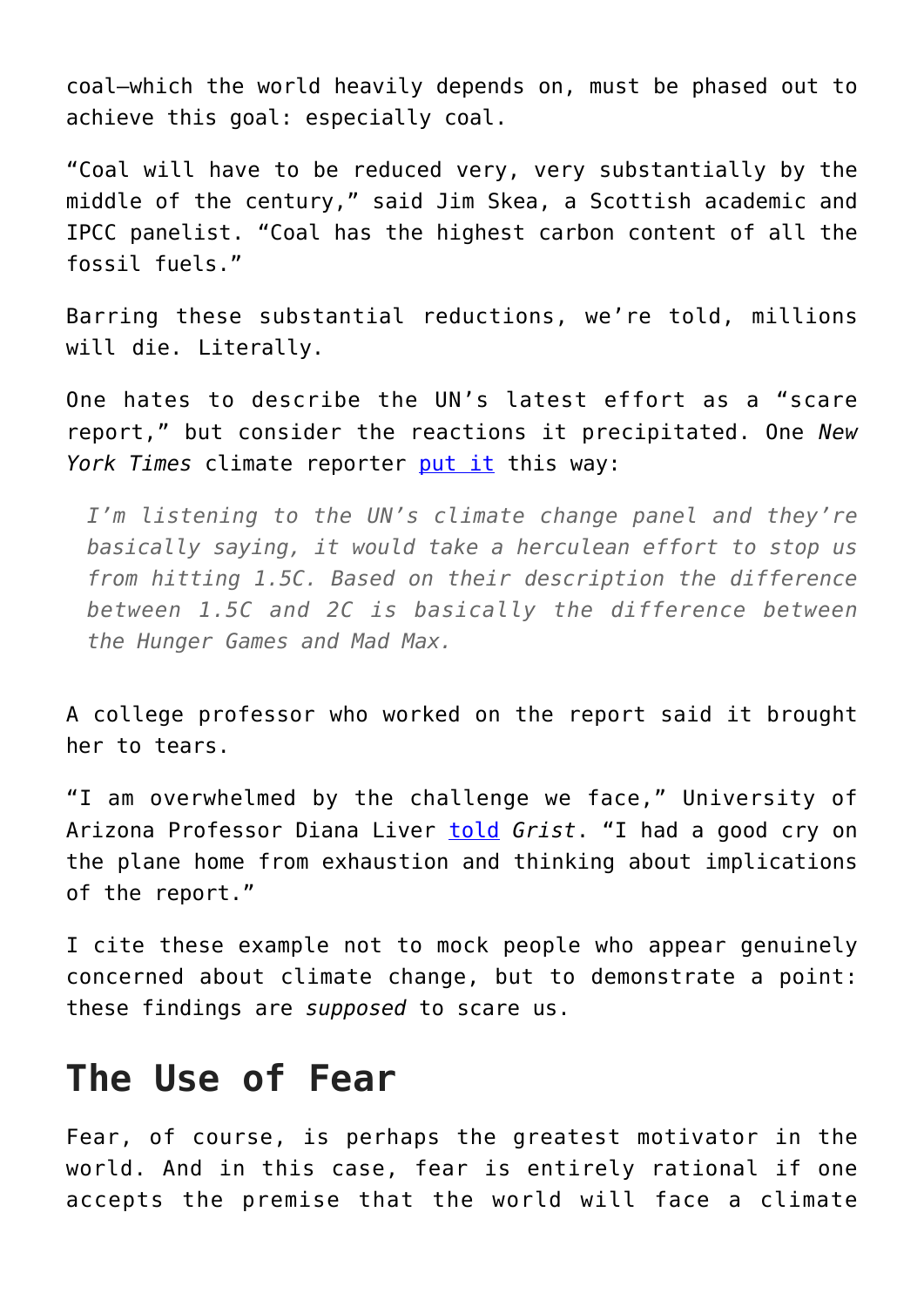coal—which the world heavily depends on, must be phased out to achieve this goal: especially coal.

“Coal will have to be reduced very, very substantially by the middle of the century,” said Jim Skea, a Scottish academic and IPCC panelist. “Coal has the highest carbon content of all the fossil fuels.”

Barring these substantial reductions, we’re told, millions will die. Literally.

One hates to describe the UN’s latest effort as a “scare report,” but consider the reactions it precipitated. One *New York Times* climate reporter put it this way:

> *I’m listening to the UN’s climate change panel and they’re basically saying, it would take a herculean effort to stop us from hitting 1.5C. Based on their description the difference between 1.5C and 2C is basically the difference between the Hunger Games and Mad Max.*

A college professor who worked on the report said it brought her to tears.

“I am overwhelmed by the challenge we face,” University of Arizona Professor Diana Liver told *Grist*. “I had a good cry on the plane home from exhaustion and thinking about implications of the report.”

I cite these example not to mock people who appear genuinely concerned about climate change, but to demonstrate a point: these findings are *supposed* to scare us.

## The Use of Fear

Fear, of course, is perhaps the greatest motivator in the world. And in this case, fear is entirely rational if one accepts the premise that the world will face a climate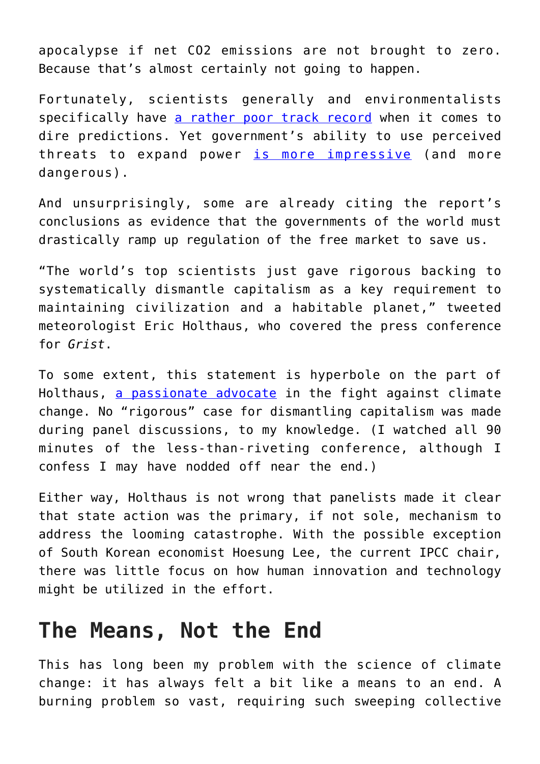apocalypse if net $CO_2$ emissions are not brought to zero. Because that's almost certainly not going to happen.

Fortunately, scientists generally and environmentalists specifically have a rather poor track record when it comes to dire predictions. Yet government's ability to use perceived threats to expand power is more impressive (and more dangerous).

And unsurprisingly, some are already citing the report's conclusions as evidence that the governments of the world must drastically ramp up regulation of the free market to save us.

"The world's top scientists just gave rigorous backing to systematically dismantle capitalism as a key requirement to maintaining civilization and a habitable planet," tweeted meteorologist Eric Holthaus, who covered the press conference for *Grist*.

To some extent, this statement is hyperbole on the part of Holthaus, a passionate advocate in the fight against climate change. No "rigorous" case for dismantling capitalism was made during panel discussions, to my knowledge. (I watched all 90 minutes of the less-than-riveting conference, although I confess I may have nodded off near the end.)

Either way, Holthaus is not wrong that panelists made it clear that state action was the primary, if not sole, mechanism to address the looming catastrophe. With the possible exception of South Korean economist Hoesung Lee, the current IPCC chair, there was little focus on how human innovation and technology might be utilized in the effort.

## The Means, Not the End

This has long been my problem with the science of climate change: it has always felt a bit like a means to an end. A burning problem so vast, requiring such sweeping collective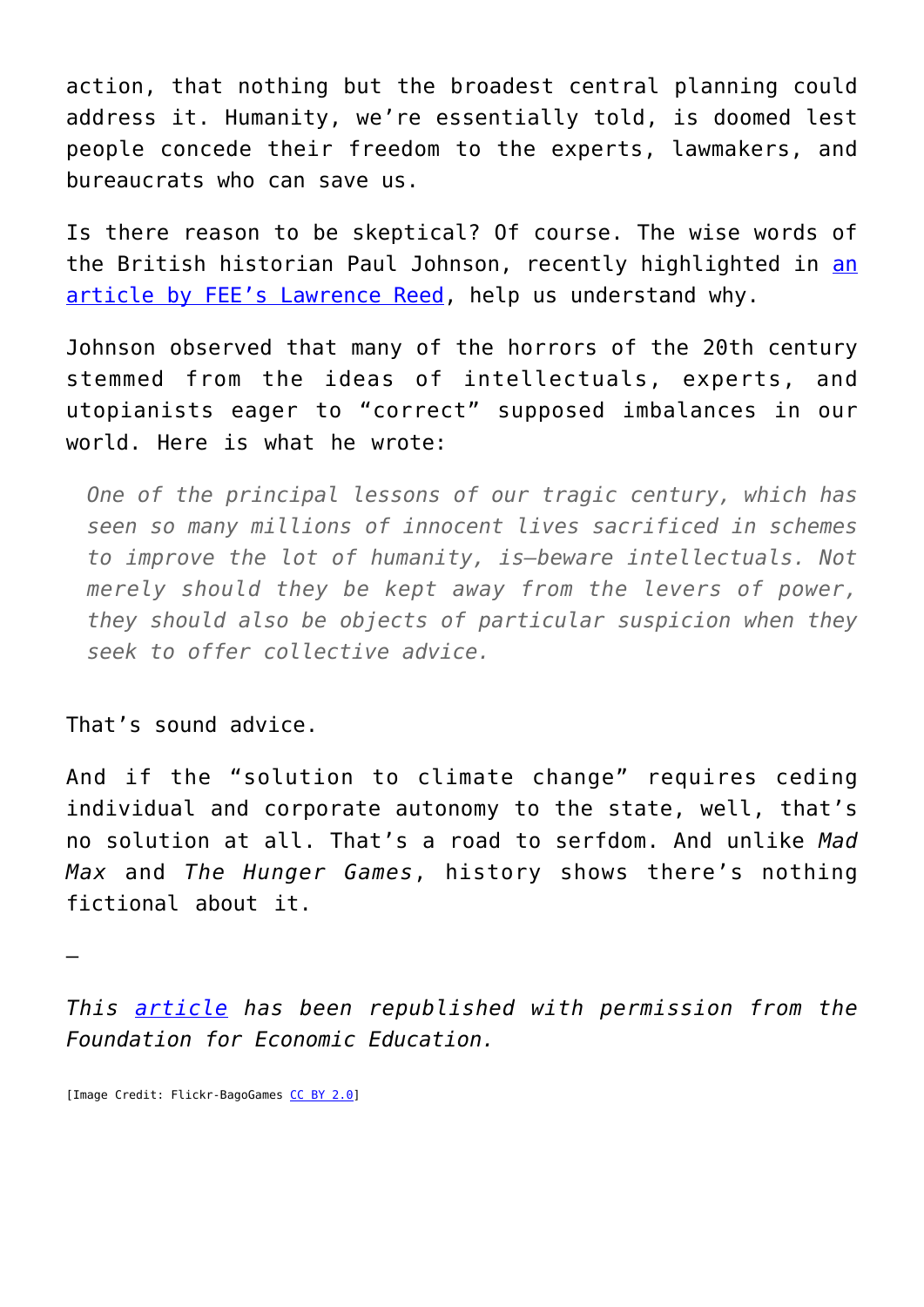action, that nothing but the broadest central planning could address it. Humanity, we're essentially told, is doomed lest people concede their freedom to the experts, lawmakers, and bureaucrats who can save us.

Is there reason to be skeptical? Of course. The wise words of the British historian Paul Johnson, recently highlighted in [an article by FEE's Lawrence Reed](), help us understand why.

Johnson observed that many of the horrors of the 20th century stemmed from the ideas of intellectuals, experts, and utopianists eager to "correct" supposed imbalances in our world. Here is what he wrote:

> *One of the principal lessons of our tragic century, which has seen so many millions of innocent lives sacrificed in schemes to improve the lot of humanity, is—beware intellectuals. Not merely should they be kept away from the levers of power, they should also be objects of particular suspicion when they seek to offer collective advice.*

That's sound advice.

And if the "solution to climate change" requires ceding individual and corporate autonomy to the state, well, that's no solution at all. That's a road to serfdom. And unlike *Mad Max* and *The Hunger Games*, history shows there's nothing fictional about it.

—

*This [article]() has been republished with permission from the Foundation for Economic Education.*

[Image Credit: Flickr-BagoGames [CC BY 2.0]()]